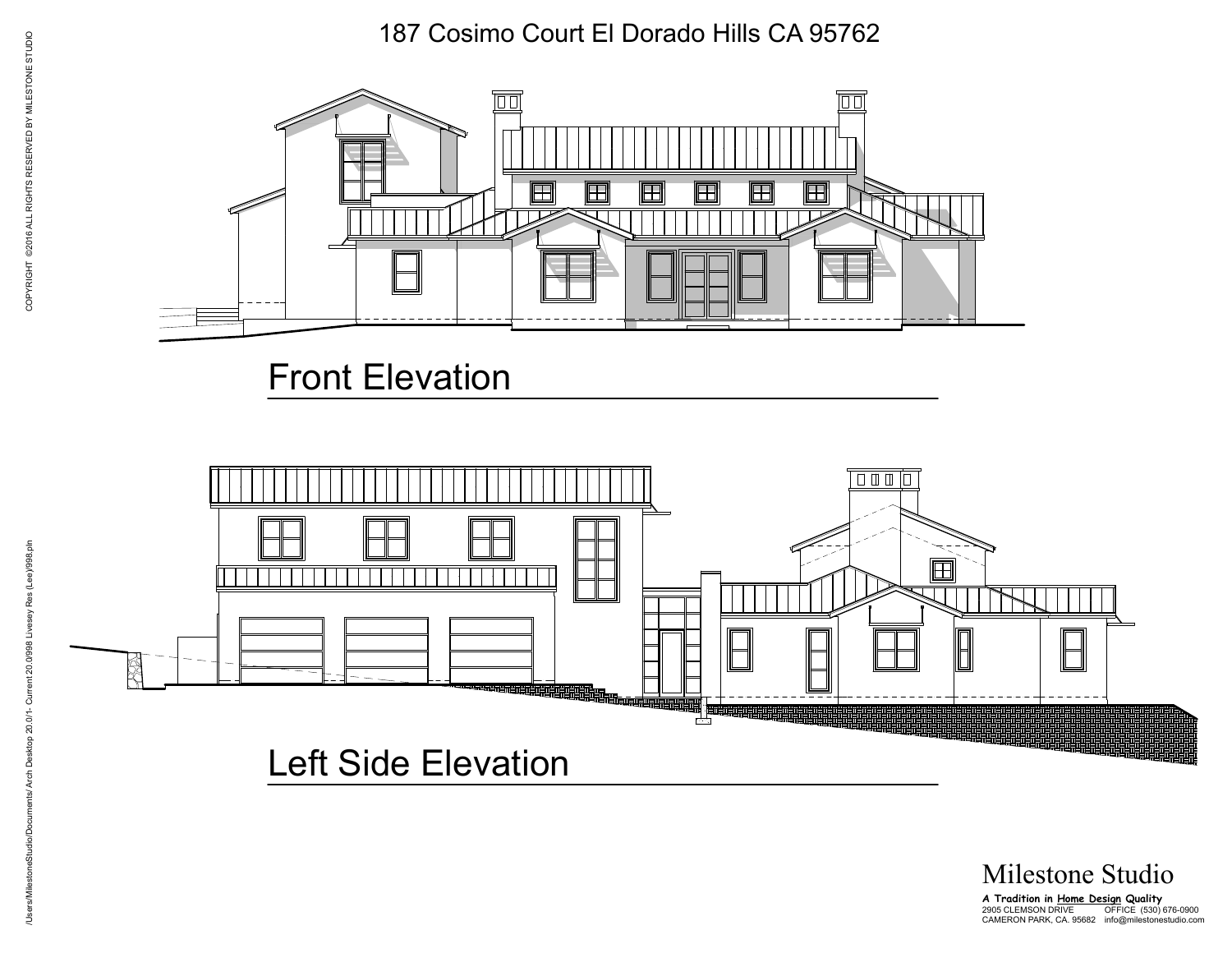187 Cosimo Court El Dorado Hills CA 95762

COPYRIGHT ©2016 ALL RIGHTS RESERVED BY MILESTONE STUDIO

## Front Elevation

## Left Side Elevation

/Users/MilestoneStudio/Documents/ Arch Desktop 20.0/1- Current 20.0/998 Livesey Res (Lee)/998.pln

**Milestone Studio**

***A Tradition in Home Design Quality***
2905 CLEMSON DRIVE OFFICE (530) 676-0900
CAMERON PARK, CA. 95682 info@milestonestudio.com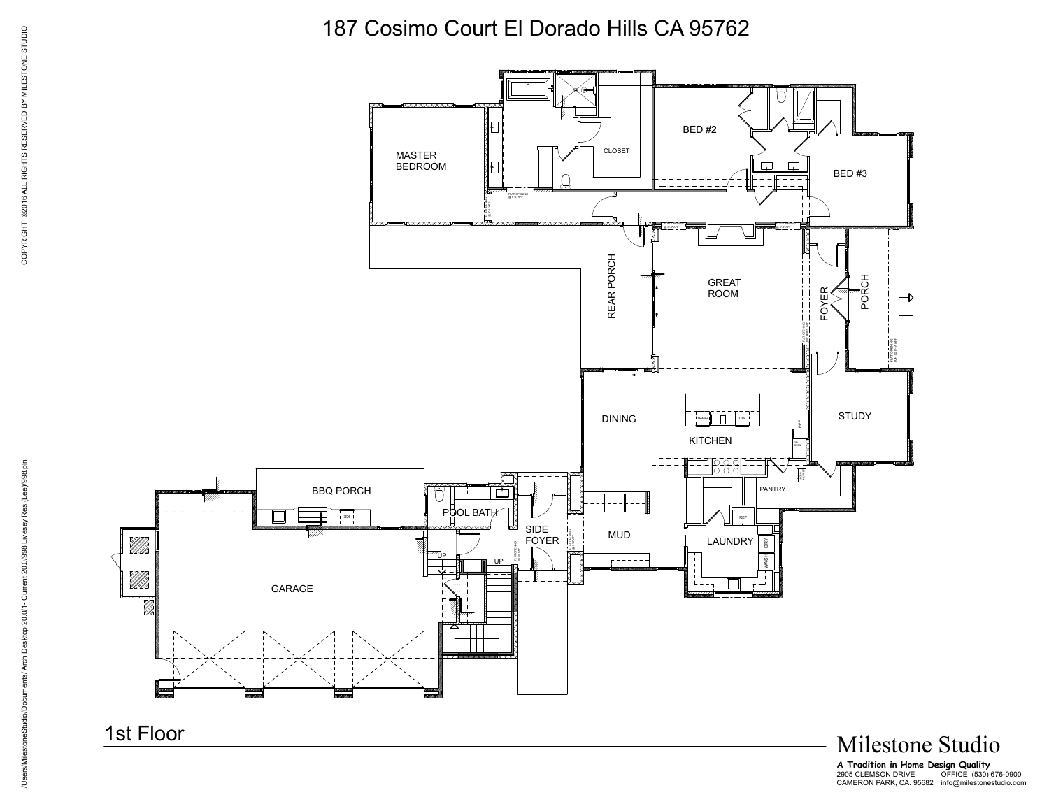# 187 Cosimo Court El Dorado Hills CA 95762

MASTER BEDROOM

CLOSET

BED #2

BED #3

REAR PORCH

GREAT ROOM

FOYER

PORCH

DINING

KITCHEN

STUDY

PANTRY

BBQ PORCH

POOL BATH

SIDE FOYER

MUD

LAUNDRY

GARAGE

UP

UP

## 1st Floor

Milestone Studio

***A Tradition in Home Design Quality***

2905 CLEMSON DRIVE
CAMERON PARK, CA. 95682

OFFICE (530) 676-0900
info@milestonestudio.com

COPYRIGHT ©2016 ALL RIGHTS RESERVED BY MILESTONE STUDIO

/Users/MilestoneStudio/Documents/ Arch Desktop 20.0/1- Current 20.0/998 Livesey Res (Lee)/998.pln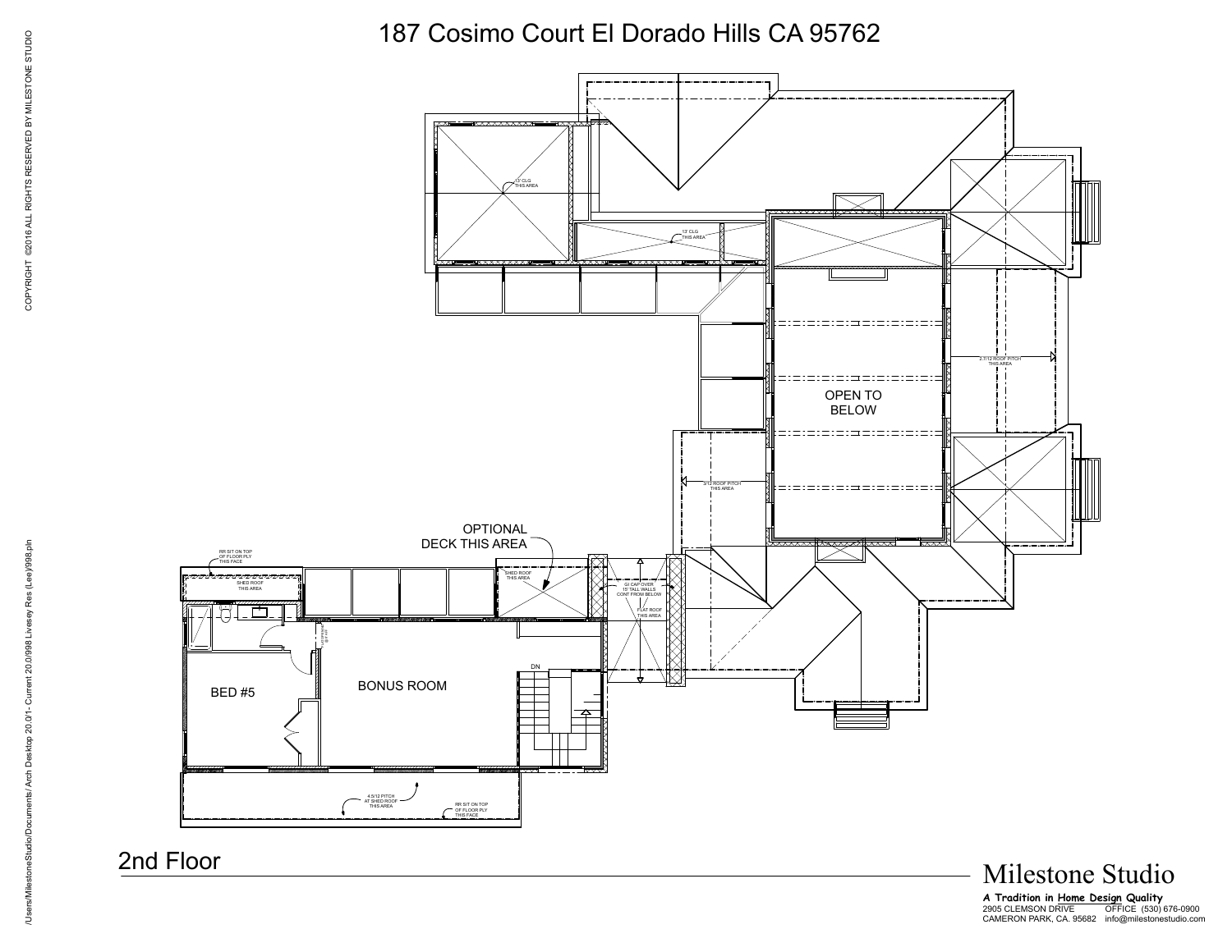# 187 Cosimo Court El Dorado Hills CA 95762

COPYRIGHT ©2016 ALL RIGHTS RESERVED BY MILESTONE STUDIO

/Users/MilestoneStudio/Documents/ Arch Desktop 20.0/1- Current 20.0/998 Livesey Res (Lee)/998.pln

12' CLG THIS AREA

12' CLG THIS AREA

OPEN TO BELOW

2:7/12 ROOF PITCH THIS AREA

3/12 ROOF PITCH THIS AREA

OPTIONAL DECK THIS AREA

RR SIT ON TOP OF FLOOR PLY THIS FACE

SHED ROOF THIS AREA

SHED ROOF THIS AREA

GI CAP OVER 15' TALL WALLS CONT FROM BELOW

FLAT ROOF THIS AREA

BED #5

BONUS ROOM

DN

4.5/12 PITCH AT SHED ROOF THIS AREA

RR SIT ON TOP OF FLOOR PLY THIS FACE

## 2nd Floor

Milestone Studio

***A Tradition in Home Design Quality***

2905 CLEMSON DRIVE OFFICE (530) 676-0900

CAMERON PARK, CA. 95682 info@milestonestudio.com